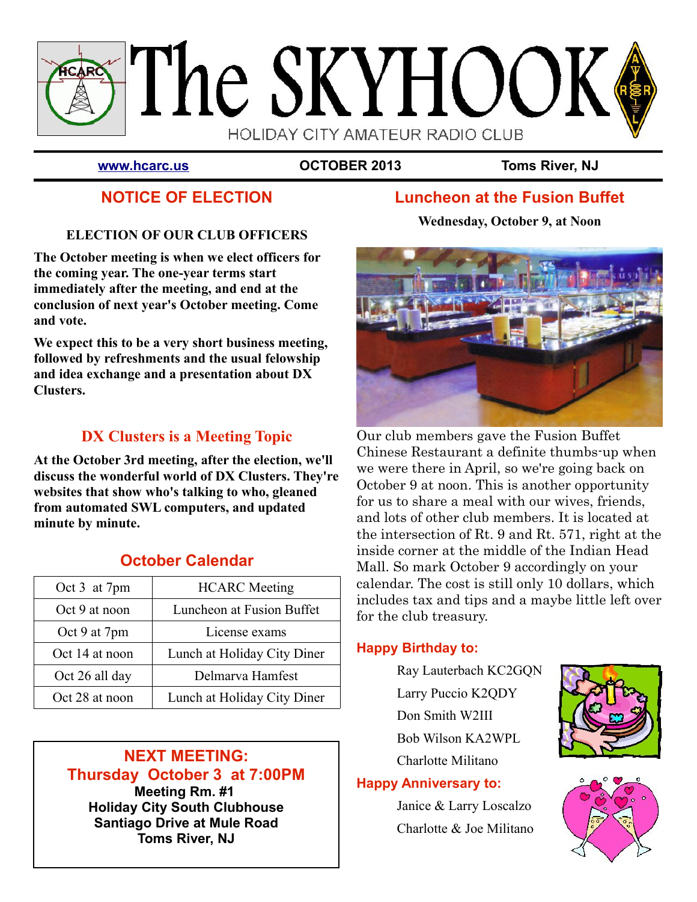# The SKYHOOK

HOLIDAY CITY AMATEUR RADIO CLUB

**www.hcarc.us** **OCTOBER 2013** **Toms River, NJ**

## NOTICE OF ELECTION

**ELECTION OF OUR CLUB OFFICERS**

**The October meeting is when we elect officers for the coming year. The one-year terms start immediately after the meeting, and end at the conclusion of next year's October meeting. Come and vote.**

**We expect this to be a very short business meeting, followed by refreshments and the usual felowship and idea exchange and a presentation about DX Clusters.**

## DX Clusters is a Meeting Topic

**At the October 3rd meeting, after the election, we'll discuss the wonderful world of DX Clusters. They're websites that show who's talking to who, gleaned from automated SWL computers, and updated minute by minute.**

## October Calendar

| | |
|---|---|
| Oct 3 at 7pm | HCARC Meeting |
| Oct 9 at noon | Luncheon at Fusion Buffet |
| Oct 9 at 7pm | License exams |
| Oct 14 at noon | Lunch at Holiday City Diner |
| Oct 26 all day | Delmarva Hamfest |
| Oct 28 at noon | Lunch at Holiday City Diner |

**NEXT MEETING:**
**Thursday October 3 at 7:00PM**
**Meeting Rm. #1**
**Holiday City South Clubhouse**
**Santiago Drive at Mule Road**
**Toms River, NJ**

## Luncheon at the Fusion Buffet

**Wednesday, October 9, at Noon**

Our club members gave the Fusion Buffet Chinese Restaurant a definite thumbs-up when we were there in April, so we're going back on October 9 at noon. This is another opportunity for us to share a meal with our wives, friends, and lots of other club members. It is located at the intersection of Rt. 9 and Rt. 571, right at the inside corner at the middle of the Indian Head Mall. So mark October 9 accordingly on your calendar. The cost is still only 10 dollars, which includes tax and tips and a maybe little left over for the club treasury.

### Happy Birthday to:

Ray Lauterbach KC2GQN
Larry Puccio K2QDY
Don Smith W2III
Bob Wilson KA2WPL
Charlotte Militano

### Happy Anniversary to:

Janice & Larry Loscalzo
Charlotte & Joe Militano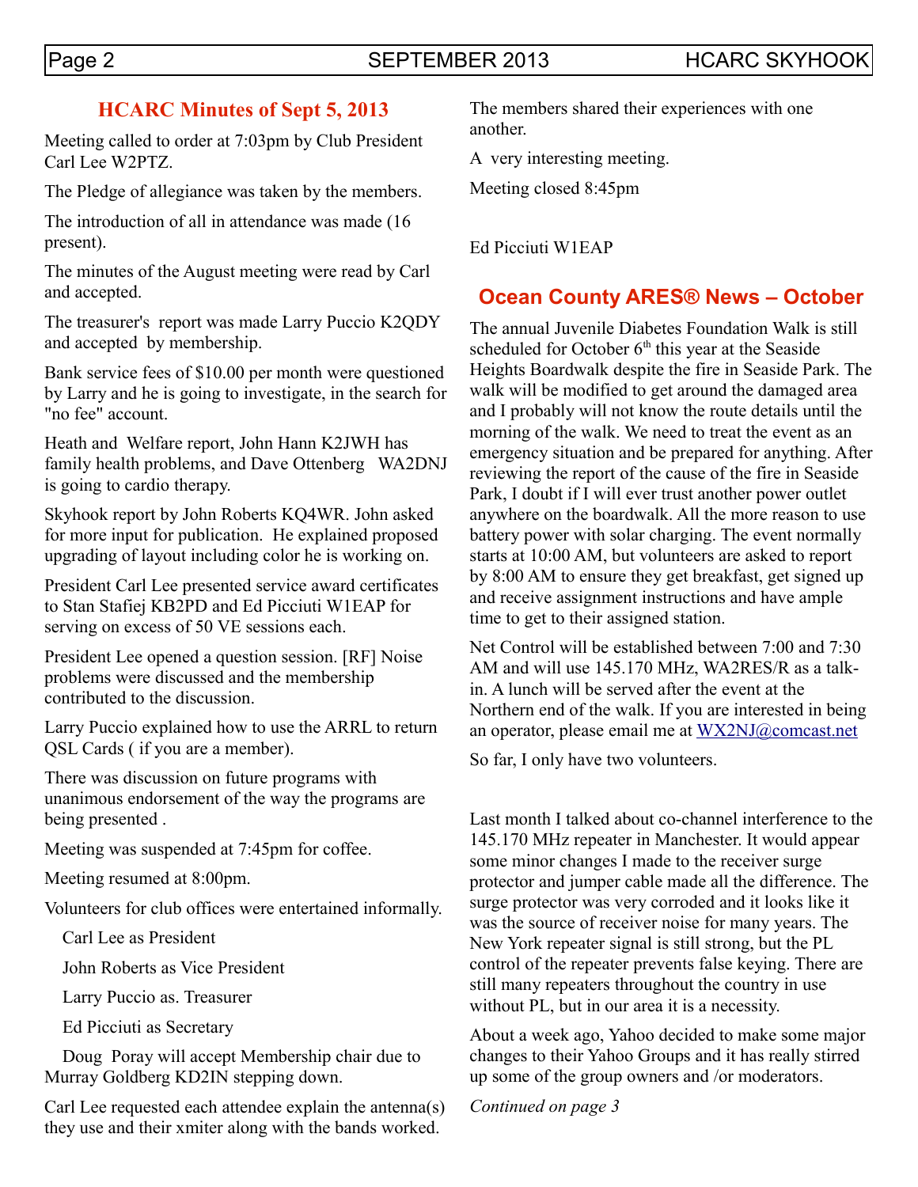## HCARC Minutes of Sept 5, 2013

Meeting called to order at 7:03pm by Club President Carl Lee W2PTZ.

The Pledge of allegiance was taken by the members.

The introduction of all in attendance was made (16 present).

The minutes of the August meeting were read by Carl and accepted.

The treasurer's report was made Larry Puccio K2QDY and accepted by membership.

Bank service fees of $10.00 per month were questioned by Larry and he is going to investigate, in the search for "no fee" account.

Heath and Welfare report, John Hann K2JWH has family health problems, and Dave Ottenberg WA2DNJ is going to cardio therapy.

Skyhook report by John Roberts KQ4WR. John asked for more input for publication. He explained proposed upgrading of layout including color he is working on.

President Carl Lee presented service award certificates to Stan Stafiej KB2PD and Ed Picciuti W1EAP for serving on excess of 50 VE sessions each.

President Lee opened a question session. [RF] Noise problems were discussed and the membership contributed to the discussion.

Larry Puccio explained how to use the ARRL to return QSL Cards ( if you are a member).

There was discussion on future programs with unanimous endorsement of the way the programs are being presented .

Meeting was suspended at 7:45pm for coffee.

Meeting resumed at 8:00pm.

Volunteers for club offices were entertained informally.

Carl Lee as President

John Roberts as Vice President

Larry Puccio as. Treasurer

Ed Picciuti as Secretary

Doug Poray will accept Membership chair due to Murray Goldberg KD2IN stepping down.

Carl Lee requested each attendee explain the antenna(s) they use and their xmiter along with the bands worked.

The members shared their experiences with one another.

A very interesting meeting.

Meeting closed 8:45pm

Ed Picciuti W1EAP

## Ocean County ARES® News – October

The annual Juvenile Diabetes Foundation Walk is still scheduled for October 6th this year at the Seaside Heights Boardwalk despite the fire in Seaside Park. The walk will be modified to get around the damaged area and I probably will not know the route details until the morning of the walk. We need to treat the event as an emergency situation and be prepared for anything. After reviewing the report of the cause of the fire in Seaside Park, I doubt if I will ever trust another power outlet anywhere on the boardwalk. All the more reason to use battery power with solar charging. The event normally starts at 10:00 AM, but volunteers are asked to report by 8:00 AM to ensure they get breakfast, get signed up and receive assignment instructions and have ample time to get to their assigned station.

Net Control will be established between 7:00 and 7:30 AM and will use 145.170 MHz, WA2RES/R as a talk-in. A lunch will be served after the event at the Northern end of the walk. If you are interested in being an operator, please email me at WX2NJ@comcast.net

So far, I only have two volunteers.

Last month I talked about co-channel interference to the 145.170 MHz repeater in Manchester. It would appear some minor changes I made to the receiver surge protector and jumper cable made all the difference. The surge protector was very corroded and it looks like it was the source of receiver noise for many years. The New York repeater signal is still strong, but the PL control of the repeater prevents false keying. There are still many repeaters throughout the country in use without PL, but in our area it is a necessity.

About a week ago, Yahoo decided to make some major changes to their Yahoo Groups and it has really stirred up some of the group owners and /or moderators.

*Continued on page 3*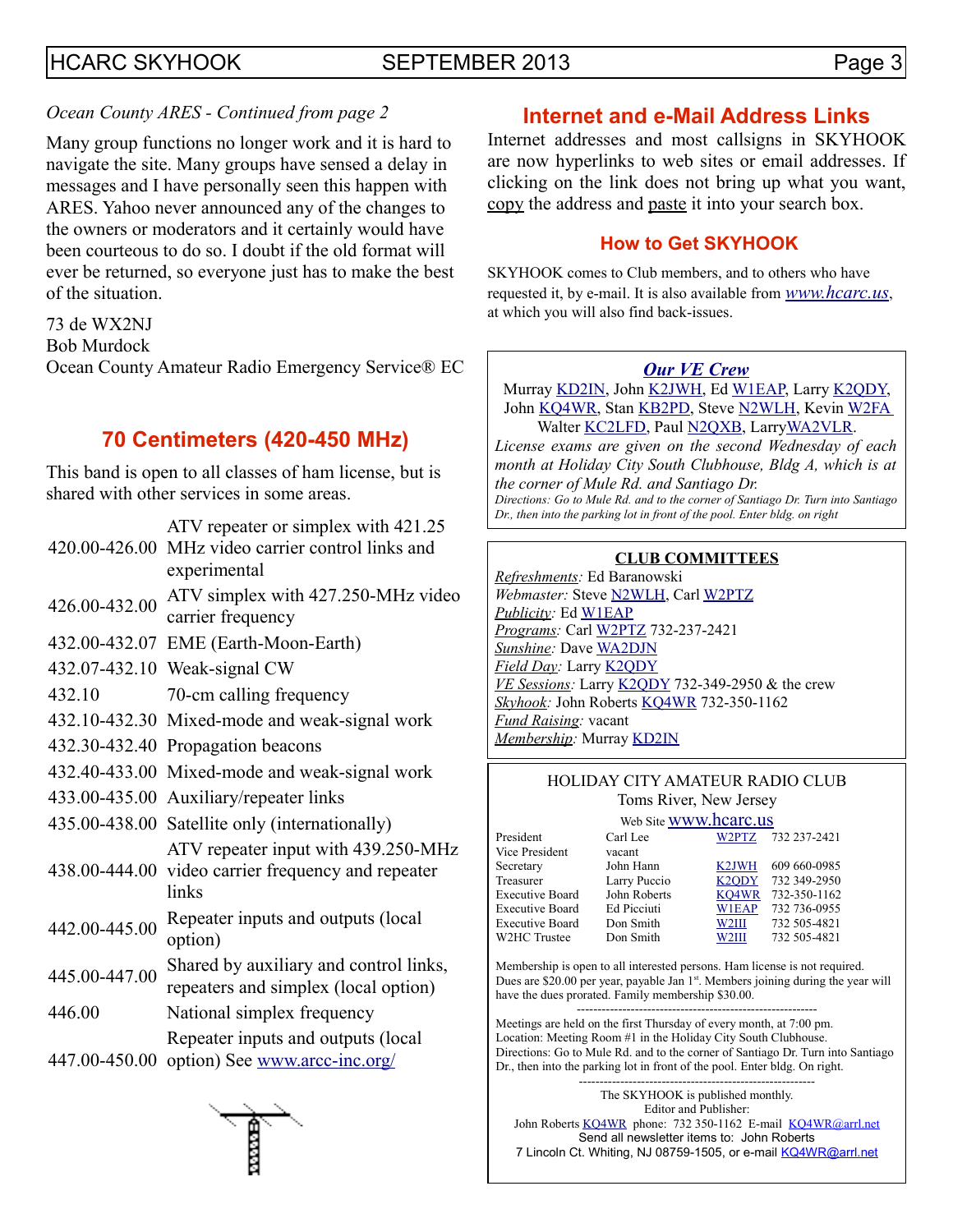*Ocean County ARES - Continued from page 2*

Many group functions no longer work and it is hard to navigate the site. Many groups have sensed a delay in messages and I have personally seen this happen with ARES. Yahoo never announced any of the changes to the owners or moderators and it certainly would have been courteous to do so. I doubt if the old format will ever be returned, so everyone just has to make the best of the situation.

73 de WX2NJ
Bob Murdock
Ocean County Amateur Radio Emergency Service® EC

## 70 Centimeters (420-450 MHz)

This band is open to all classes of ham license, but is shared with other services in some areas.

| | |
|---|---|
| 420.00-426.00 | ATV repeater or simplex with 421.25 MHz video carrier control links and experimental |
| 426.00-432.00 | ATV simplex with 427.250-MHz video carrier frequency |
| 432.00-432.07 | EME (Earth-Moon-Earth) |
| 432.07-432.10 | Weak-signal CW |
| 432.10 | 70-cm calling frequency |
| 432.10-432.30 | Mixed-mode and weak-signal work |
| 432.30-432.40 | Propagation beacons |
| 432.40-433.00 | Mixed-mode and weak-signal work |
| 433.00-435.00 | Auxiliary/repeater links |
| 435.00-438.00 | Satellite only (internationally) |
| 438.00-444.00 | ATV repeater input with 439.250-MHz video carrier frequency and repeater links |
| 442.00-445.00 | Repeater inputs and outputs (local option) |
| 445.00-447.00 | Shared by auxiliary and control links, repeaters and simplex (local option) |
| 446.00 | National simplex frequency |
| 447.00-450.00 | Repeater inputs and outputs (local option) See www.arcc-inc.org/ |

## Internet and e-Mail Address Links

Internet addresses and most callsigns in SKYHOOK are now hyperlinks to web sites or email addresses. If clicking on the link does not bring up what you want, copy the address and paste it into your search box.

### How to Get SKYHOOK

SKYHOOK comes to Club members, and to others who have requested it, by e-mail. It is also available from *www.hcarc.us*, at which you will also find back-issues.

### *Our VE Crew*

Murray KD2IN, John K2JWH, Ed W1EAP, Larry K2QDY, John KQ4WR, Stan KB2PD, Steve N2WLH, Kevin W2FA Walter KC2LFD, Paul N2QXB, LarryWA2VLR.

*License exams are given on the second Wednesday of each month at Holiday City South Clubhouse, Bldg A, which is at the corner of Mule Rd. and Santiago Dr.*

*Directions: Go to Mule Rd. and to the corner of Santiago Dr. Turn into Santiago Dr., then into the parking lot in front of the pool. Enter bldg. on right*

### CLUB COMMITTEES

*Refreshments:* Ed Baranowski
*Webmaster:* Steve N2WLH, Carl W2PTZ
*Publicity:* Ed W1EAP
*Programs:* Carl W2PTZ 732-237-2421
*Sunshine:* Dave WA2DJN
*Field Day:* Larry K2QDY
*VE Sessions:* Larry K2QDY 732-349-2950 & the crew
*Skyhook:* John Roberts KQ4WR 732-350-1162
*Fund Raising:* vacant
*Membership:* Murray KD2IN

### HOLIDAY CITY AMATEUR RADIO CLUB

Toms River, New Jersey

Web Site www.hcarc.us

| | | | |
|---|---|---|---|
| President | Carl Lee | W2PTZ | 732 237-2421 |
| Vice President | vacant | | |
| Secretary | John Hann | K2JWH | 609 660-0985 |
| Treasurer | Larry Puccio | K2QDY | 732 349-2950 |
| Executive Board | John Roberts | KQ4WR | 732-350-1162 |
| Executive Board | Ed Picciuti | W1EAP | 732 736-0955 |
| Executive Board | Don Smith | W2III | 732 505-4821 |
| W2HC Trustee | Don Smith | W2III | 732 505-4821 |

Membership is open to all interested persons. Ham license is not required. Dues are $20.00 per year, payable Jan 1st. Members joining during the year will have the dues prorated. Family membership $30.00.

---

Meetings are held on the first Thursday of every month, at 7:00 pm.
Location: Meeting Room #1 in the Holiday City South Clubhouse.
Directions: Go to Mule Rd. and to the corner of Santiago Dr. Turn into Santiago Dr., then into the parking lot in front of the pool. Enter bldg. On right.

---

The SKYHOOK is published monthly.
Editor and Publisher:
John Roberts KQ4WR phone: 732 350-1162 E-mail KQ4WR@arrl.net
Send all newsletter items to: John Roberts
7 Lincoln Ct. Whiting, NJ 08759-1505, or e-mail KQ4WR@arrl.net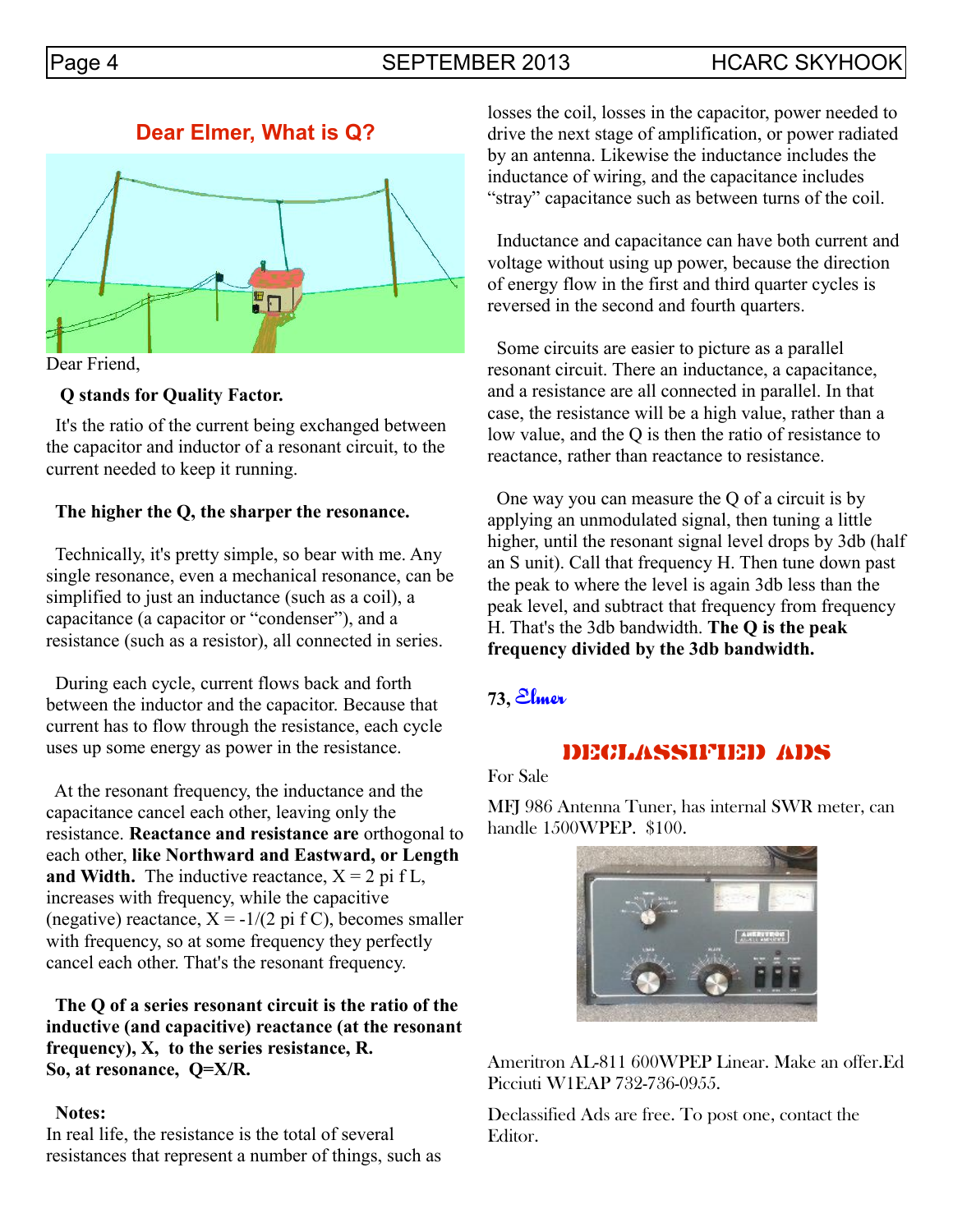## Dear Elmer, What is Q?

Dear Friend,

**Q stands for Quality Factor.**

It's the ratio of the current being exchanged between the capacitor and inductor of a resonant circuit, to the current needed to keep it running.

**The higher the Q, the sharper the resonance.**

Technically, it's pretty simple, so bear with me. Any single resonance, even a mechanical resonance, can be simplified to just an inductance (such as a coil), a capacitance (a capacitor or "condenser"), and a resistance (such as a resistor), all connected in series.

During each cycle, current flows back and forth between the inductor and the capacitor. Because that current has to flow through the resistance, each cycle uses up some energy as power in the resistance.

At the resonant frequency, the inductance and the capacitance cancel each other, leaving only the resistance. **Reactance and resistance are** orthogonal to each other, **like Northward and Eastward, or Length and Width.** The inductive reactance, $X = 2 \pi f L$, increases with frequency, while the capacitive (negative) reactance, $X = -1/(2 \pi f C)$, becomes smaller with frequency, so at some frequency they perfectly cancel each other. That's the resonant frequency.

**The Q of a series resonant circuit is the ratio of the inductive (and capacitive) reactance (at the resonant frequency), X, to the series resistance, R.**
**So, at resonance, $Q=X/R$.**

**Notes:**
In real life, the resistance is the total of several resistances that represent a number of things, such as losses the coil, losses in the capacitor, power needed to drive the next stage of amplification, or power radiated by an antenna. Likewise the inductance includes the inductance of wiring, and the capacitance includes "stray" capacitance such as between turns of the coil.

Inductance and capacitance can have both current and voltage without using up power, because the direction of energy flow in the first and third quarter cycles is reversed in the second and fourth quarters.

Some circuits are easier to picture as a parallel resonant circuit. There an inductance, a capacitance, and a resistance are all connected in parallel. In that case, the resistance will be a high value, rather than a low value, and the Q is then the ratio of resistance to reactance, rather than reactance to resistance.

One way you can measure the Q of a circuit is by applying an unmodulated signal, then tuning a little higher, until the resonant signal level drops by 3db (half an S unit). Call that frequency H. Then tune down past the peak to where the level is again 3db less than the peak level, and subtract that frequency from frequency H. That's the 3db bandwidth. **The Q is the peak frequency divided by the 3db bandwidth.**

**73,** *Elmer*

## DECLASSIFIED ADS

For Sale

MFJ 986 Antenna Tuner, has internal SWR meter, can handle 1500WPEP. $100.

Ameritron AL-811 600WPEP Linear. Make an offer.Ed Picciuti W1EAP 732-736-0955.

Declassified Ads are free. To post one, contact the Editor.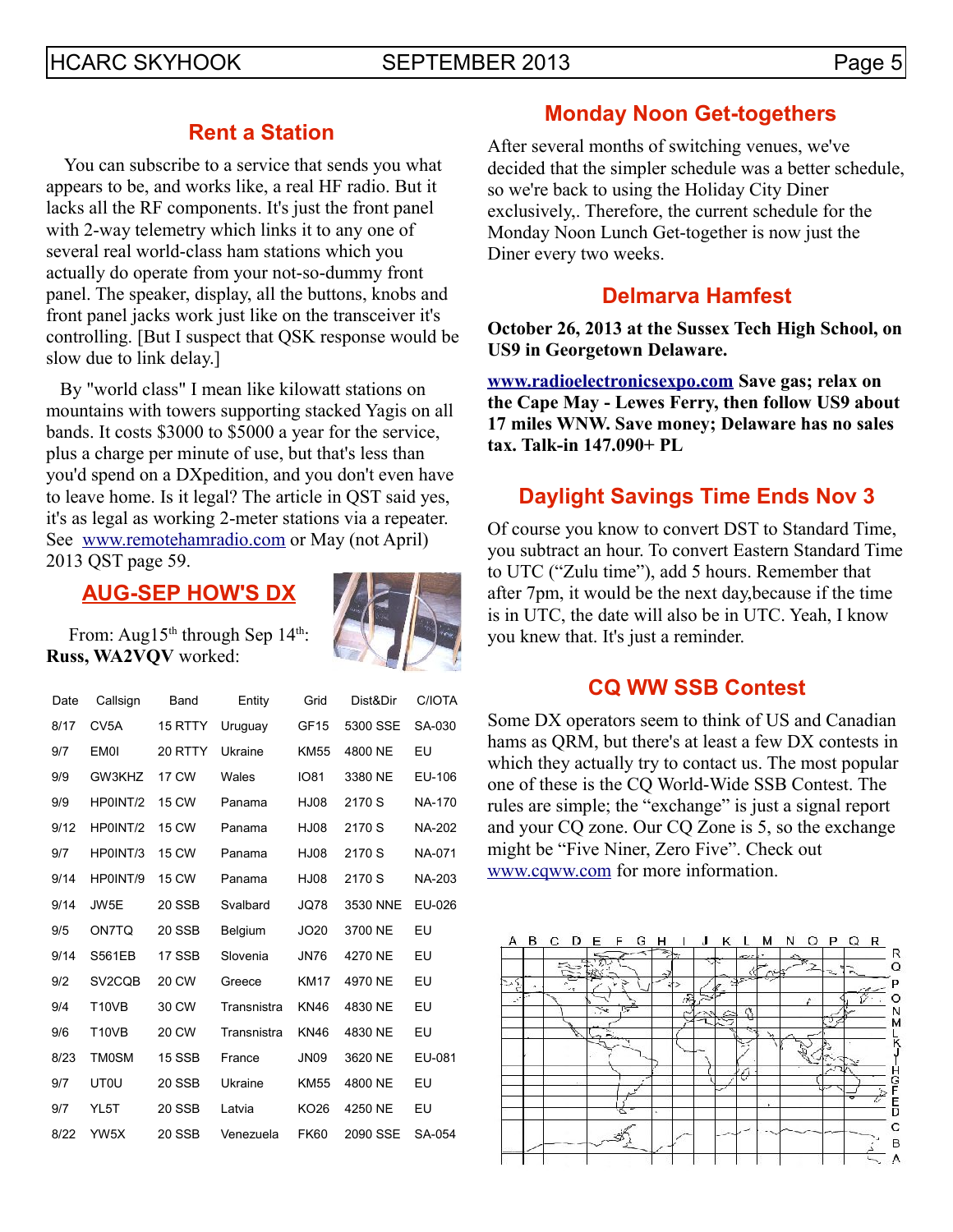## Rent a Station

You can subscribe to a service that sends you what appears to be, and works like, a real HF radio. But it lacks all the RF components. It's just the front panel with 2-way telemetry which links it to any one of several real world-class ham stations which you actually do operate from your not-so-dummy front panel. The speaker, display, all the buttons, knobs and front panel jacks work just like on the transceiver it's controlling. [But I suspect that QSK response would be slow due to link delay.]

By "world class" I mean like kilowatt stations on mountains with towers supporting stacked Yagis on all bands. It costs $3000 to $5000 a year for the service, plus a charge per minute of use, but that's less than you'd spend on a DXpedition, and you don't even have to leave home. Is it legal? The article in QST said yes, it's as legal as working 2-meter stations via a repeater. See [www.remotehamradio.com](http://www.remotehamradio.com) or May (not April) 2013 QST page 59.

## AUG-SEP HOW'S DX

From: Aug15th through Sep 14th: **Russ, WA2VQV** worked:

| Date | Callsign | Band | Entity | Grid | Dist&Dir | C/IOTA |
|---|---|---|---|---|---|---|
| 8/17 | CV5A | 15 RTTY | Uruguay | GF15 | 5300 SSE | SA-030 |
| 9/7 | EM0I | 20 RTTY | Ukraine | KM55 | 4800 NE | EU |
| 9/9 | GW3KHZ | 17 CW | Wales | IO81 | 3380 NE | EU-106 |
| 9/9 | HP0INT/2 | 15 CW | Panama | HJ08 | 2170 S | NA-170 |
| 9/12 | HP0INT/2 | 15 CW | Panama | HJ08 | 2170 S | NA-202 |
| 9/7 | HP0INT/3 | 15 CW | Panama | HJ08 | 2170 S | NA-071 |
| 9/14 | HP0INT/9 | 15 CW | Panama | HJ08 | 2170 S | NA-203 |
| 9/14 | JW5E | 20 SSB | Svalbard | JQ78 | 3530 NNE | EU-026 |
| 9/5 | ON7TQ | 20 SSB | Belgium | JO20 | 3700 NE | EU |
| 9/14 | S561EB | 17 SSB | Slovenia | JN76 | 4270 NE | EU |
| 9/2 | SV2CQB | 20 CW | Greece | KM17 | 4970 NE | EU |
| 9/4 | T10VB | 30 CW | Transnistra | KN46 | 4830 NE | EU |
| 9/6 | T10VB | 20 CW | Transnistra | KN46 | 4830 NE | EU |
| 8/23 | TM0SM | 15 SSB | France | JN09 | 3620 NE | EU-081 |
| 9/7 | UT0U | 20 SSB | Ukraine | KM55 | 4800 NE | EU |
| 9/7 | YL5T | 20 SSB | Latvia | KO26 | 4250 NE | EU |
| 8/22 | YW5X | 20 SSB | Venezuela | FK60 | 2090 SSE | SA-054 |

## Monday Noon Get-togethers

After several months of switching venues, we've decided that the simpler schedule was a better schedule, so we're back to using the Holiday City Diner exclusively,. Therefore, the current schedule for the Monday Noon Lunch Get-together is now just the Diner every two weeks.

## Delmarva Hamfest

**October 26, 2013 at the Sussex Tech High School, on US9 in Georgetown Delaware.**

**[www.radioelectronicsexpo.com](http://www.radioelectronicsexpo.com) Save gas; relax on the Cape May - Lewes Ferry, then follow US9 about 17 miles WNW. Save money; Delaware has no sales tax. Talk-in 147.090+ PL**

## Daylight Savings Time Ends Nov 3

Of course you know to convert DST to Standard Time, you subtract an hour. To convert Eastern Standard Time to UTC ("Zulu time"), add 5 hours. Remember that after 7pm, it would be the next day,because if the time is in UTC, the date will also be in UTC. Yeah, I know you knew that. It's just a reminder.

## CQ WW SSB Contest

Some DX operators seem to think of US and Canadian hams as QRM, but there's at least a few DX contests in which they actually try to contact us. The most popular one of these is the CQ World-Wide SSB Contest. The rules are simple; the "exchange" is just a signal report and your CQ zone. Our CQ Zone is 5, so the exchange might be "Five Niner, Zero Five". Check out [www.cqww.com](http://www.cqww.com) for more information.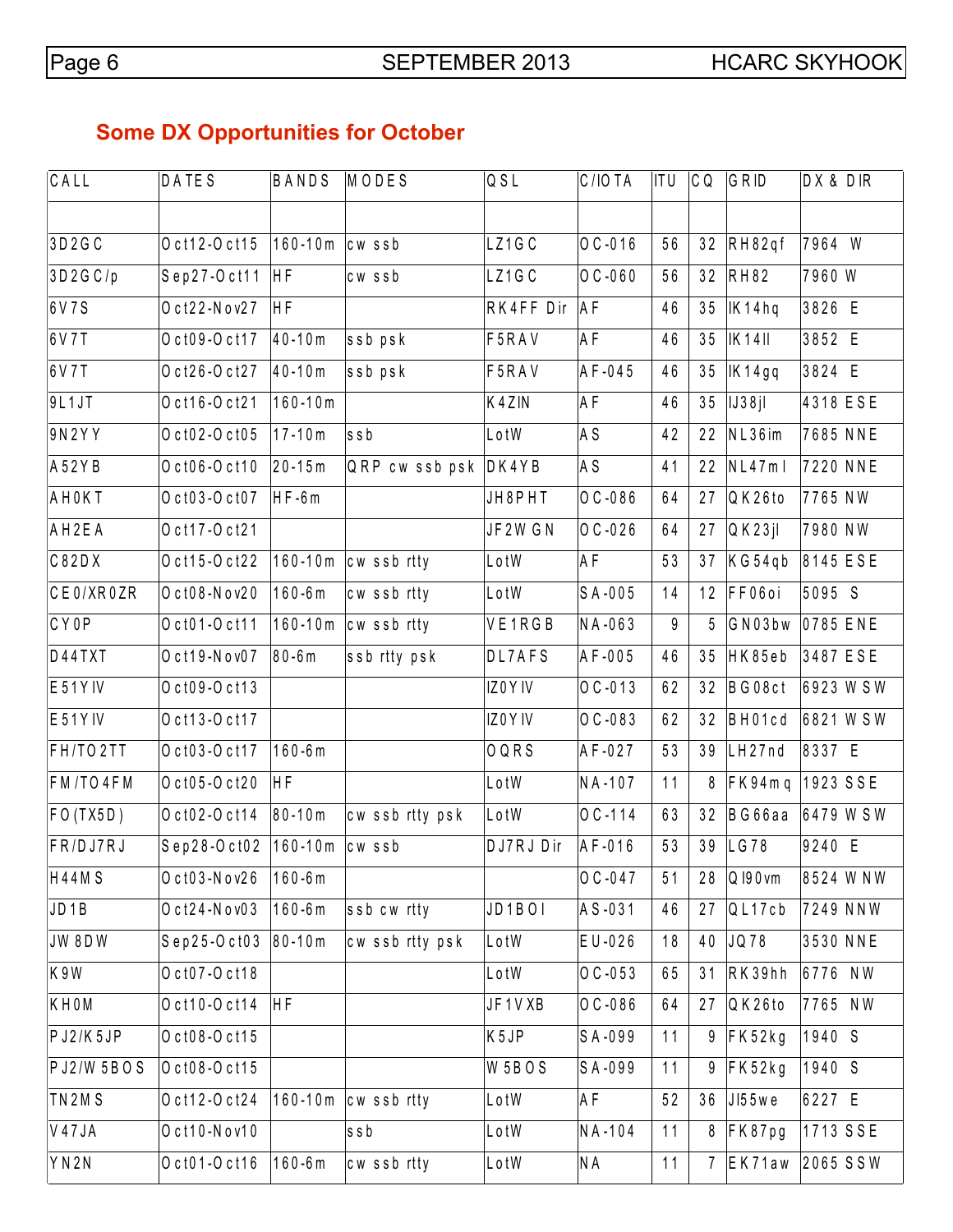## Some DX Opportunities for October

| CALL | DATES | BANDS | MODES | QSL | C/IOTA | ITU | CQ | GRID | DX & DIR |
|---|---|---|---|---|---|---|---|---|---|
| | | | | | | | | | |
| 3D2GC | Oct12-Oct15 | 160-10m | cw ssb | LZ1GC | OC-016 | 56 | 32 | RH82qf | 7964 W |
| 3D2GC/p | Sep27-Oct11 | HF | cw ssb | LZ1GC | OC-060 | 56 | 32 | RH82 | 7960 W |
| 6V7S | Oct22-Nov27 | HF | | RK4FF Dir | AF | 46 | 35 | IK14hq | 3826 E |
| 6V7T | Oct09-Oct17 | 40-10m | ssb psk | F5RAV | AF | 46 | 35 | IK14ll | 3852 E |
| 6V7T | Oct26-Oct27 | 40-10m | ssb psk | F5RAV | AF-045 | 46 | 35 | IK14gq | 3824 E |
| 9L1JT | Oct16-Oct21 | 160-10m | | K4ZIN | AF | 46 | 35 | IJ38jl | 4318 ESE |
| 9N2YY | Oct02-Oct05 | 17-10m | ssb | LotW | AS | 42 | 22 | NL36im | 7685 NNE |
| A52YB | Oct06-Oct10 | 20-15m | QRP cw ssb psk | DK4YB | AS | 41 | 22 | NL47ml | 7220 NNE |
| AH0KT | Oct03-Oct07 | HF-6m | | JH8PHT | OC-086 | 64 | 27 | QK26to | 7765 NW |
| AH2EA | Oct17-Oct21 | | | JF2WGN | OC-026 | 64 | 27 | QK23jl | 7980 NW |
| C82DX | Oct15-Oct22 | 160-10m | cw ssb rtty | LotW | AF | 53 | 37 | KG54qb | 8145 ESE |
| CE0/XR0ZR | Oct08-Nov20 | 160-6m | cw ssb rtty | LotW | SA-005 | 14 | 12 | FF06oi | 5095 S |
| CY0P | Oct01-Oct11 | 160-10m | cw ssb rtty | VE1RGB | NA-063 | 9 | 5 | GN03bw | 0785 ENE |
| D44TXT | Oct19-Nov07 | 80-6m | ssb rtty psk | DL7AFS | AF-005 | 46 | 35 | HK85eb | 3487 ESE |
| E51YIV | Oct09-Oct13 | | | IZ0YIV | OC-013 | 62 | 32 | BG08ct | 6923 WSW |
| E51YIV | Oct13-Oct17 | | | IZ0YIV | OC-083 | 62 | 32 | BH01cd | 6821 WSW |
| FH/TO2TT | Oct03-Oct17 | 160-6m | | OQRS | AF-027 | 53 | 39 | LH27nd | 8337 E |
| FM/TO4FM | Oct05-Oct20 | HF | | LotW | NA-107 | 11 | 8 | FK94mq | 1923 SSE |
| FO(TX5D) | Oct02-Oct14 | 80-10m | cw ssb rtty psk | LotW | OC-114 | 63 | 32 | BG66aa | 6479 WSW |
| FR/DJ7RJ | Sep28-Oct02 | 160-10m | cw ssb | DJ7RJ Dir | AF-016 | 53 | 39 | LG78 | 9240 E |
| H44MS | Oct03-Nov26 | 160-6m | | | OC-047 | 51 | 28 | QI90vm | 8524 WNW |
| JD1B | Oct24-Nov03 | 160-6m | ssb cw rtty | JD1BOI | AS-031 | 46 | 27 | QL17cb | 7249 NNW |
| JW8DW | Sep25-Oct03 | 80-10m | cw ssb rtty psk | LotW | EU-026 | 18 | 40 | JQ78 | 3530 NNE |
| K9W | Oct07-Oct18 | | | LotW | OC-053 | 65 | 31 | RK39hh | 6776 NW |
| KH0M | Oct10-Oct14 | HF | | JF1VXB | OC-086 | 64 | 27 | QK26to | 7765 NW |
| PJ2/K5JP | Oct08-Oct15 | | | K5JP | SA-099 | 11 | 9 | FK52kg | 1940 S |
| PJ2/W5BOS | Oct08-Oct15 | | | W5BOS | SA-099 | 11 | 9 | FK52kg | 1940 S |
| TN2MS | Oct12-Oct24 | 160-10m | cw ssb rtty | LotW | AF | 52 | 36 | JI55we | 6227 E |
| V47JA | Oct10-Nov10 | | ssb | LotW | NA-104 | 11 | 8 | FK87pg | 1713 SSE |
| YN2N | Oct01-Oct16 | 160-6m | cw ssb rtty | LotW | NA | 11 | 7 | EK71aw | 2065 SSW |